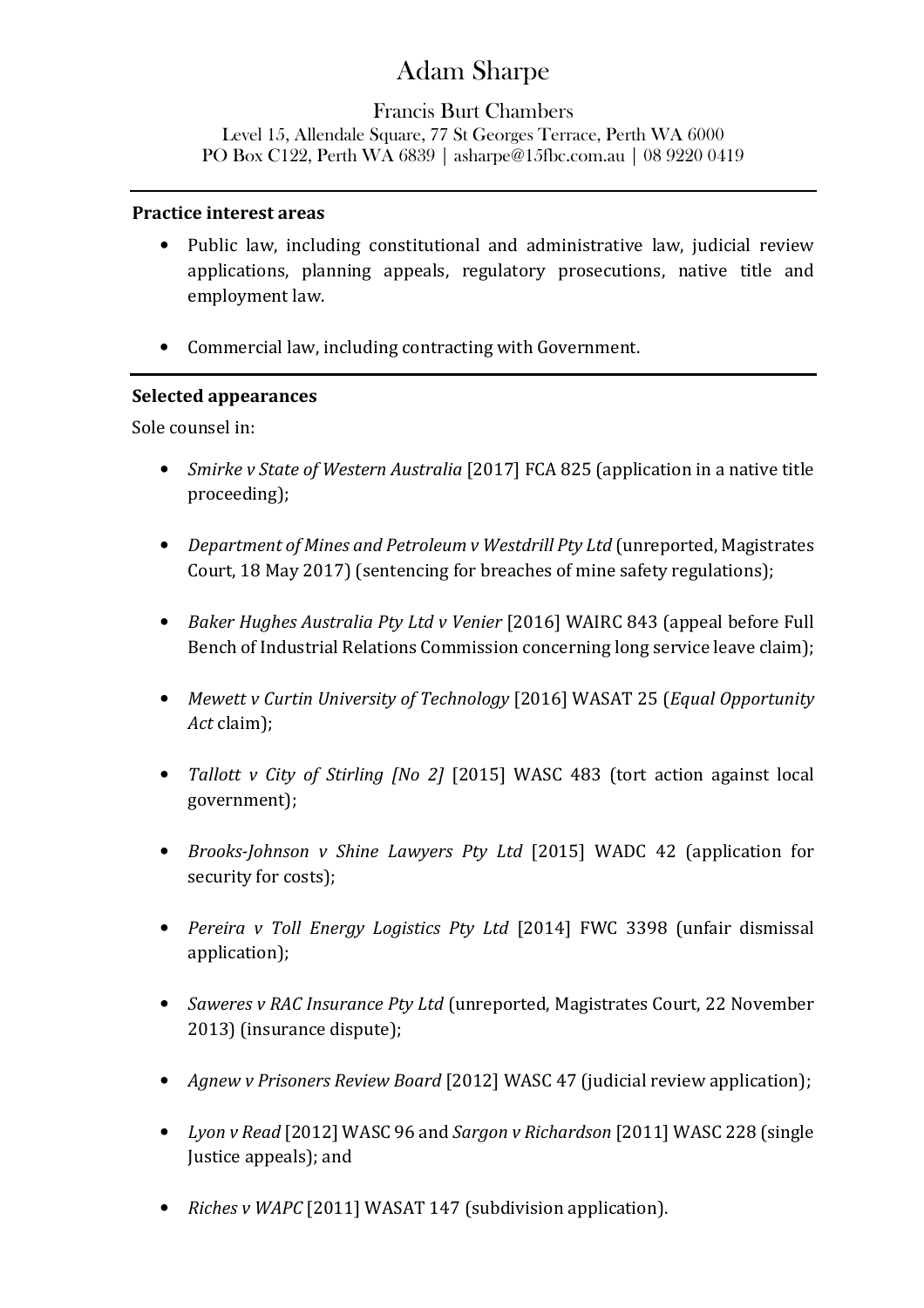# Adam Sharpe

Francis Burt Chambers

Level 15, Allendale Square, 77 St Georges Terrace, Perth WA 6000
PO Box C122, Perth WA 6839 | asharpe@15fbc.com.au | 08 9220 0419

---

**Practice interest areas**

- Public law, including constitutional and administrative law, judicial review applications, planning appeals, regulatory prosecutions, native title and employment law.

- Commercial law, including contracting with Government.

---

**Selected appearances**

Sole counsel in:

- *Smirke v State of Western Australia* [2017] FCA 825 (application in a native title proceeding);

- *Department of Mines and Petroleum v Westdrill Pty Ltd* (unreported, Magistrates Court, 18 May 2017) (sentencing for breaches of mine safety regulations);

- *Baker Hughes Australia Pty Ltd v Venier* [2016] WAIRC 843 (appeal before Full Bench of Industrial Relations Commission concerning long service leave claim);

- *Mewett v Curtin University of Technology* [2016] WASAT 25 (*Equal Opportunity Act* claim);

- *Tallott v City of Stirling [No 2]* [2015] WASC 483 (tort action against local government);

- *Brooks-Johnson v Shine Lawyers Pty Ltd* [2015] WADC 42 (application for security for costs);

- *Pereira v Toll Energy Logistics Pty Ltd* [2014] FWC 3398 (unfair dismissal application);

- *Saweres v RAC Insurance Pty Ltd* (unreported, Magistrates Court, 22 November 2013) (insurance dispute);

- *Agnew v Prisoners Review Board* [2012] WASC 47 (judicial review application);

- *Lyon v Read* [2012] WASC 96 and *Sargon v Richardson* [2011] WASC 228 (single Justice appeals); and

- *Riches v WAPC* [2011] WASAT 147 (subdivision application).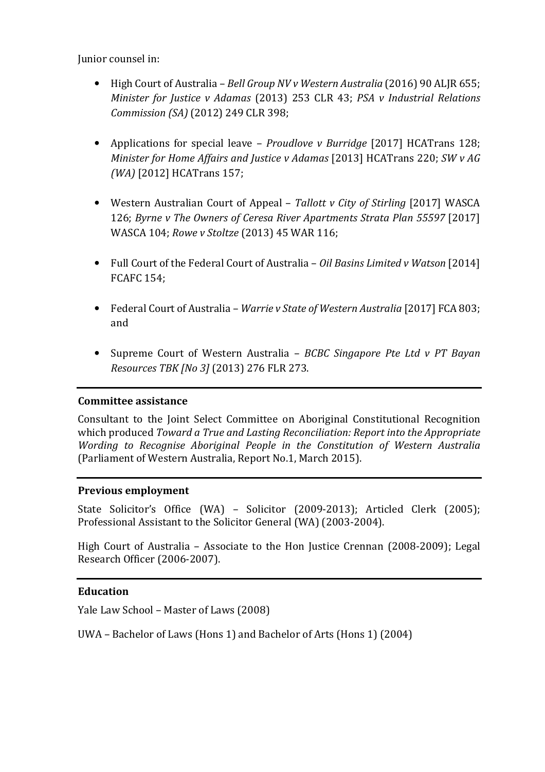Junior counsel in:

- High Court of Australia – *Bell Group NV v Western Australia* (2016) 90 ALJR 655; *Minister for Justice v Adamas* (2013) 253 CLR 43; *PSA v Industrial Relations Commission (SA)* (2012) 249 CLR 398;

- Applications for special leave – *Proudlove v Burridge* [2017] HCATrans 128; *Minister for Home Affairs and Justice v Adamas* [2013] HCATrans 220; *SW v AG (WA)* [2012] HCATrans 157;

- Western Australian Court of Appeal – *Tallott v City of Stirling* [2017] WASCA 126; *Byrne v The Owners of Ceresa River Apartments Strata Plan 55597* [2017] WASCA 104; *Rowe v Stoltze* (2013) 45 WAR 116;

- Full Court of the Federal Court of Australia – *Oil Basins Limited v Watson* [2014] FCAFC 154;

- Federal Court of Australia – *Warrie v State of Western Australia* [2017] FCA 803; and

- Supreme Court of Western Australia – *BCBC Singapore Pte Ltd v PT Bayan Resources TBK [No 3]* (2013) 276 FLR 273.

---

**Committee assistance**

Consultant to the Joint Select Committee on Aboriginal Constitutional Recognition which produced *Toward a True and Lasting Reconciliation: Report into the Appropriate Wording to Recognise Aboriginal People in the Constitution of Western Australia* (Parliament of Western Australia, Report No.1, March 2015).

---

**Previous employment**

State Solicitor's Office (WA) – Solicitor (2009-2013); Articled Clerk (2005); Professional Assistant to the Solicitor General (WA) (2003-2004).

High Court of Australia – Associate to the Hon Justice Crennan (2008-2009); Legal Research Officer (2006-2007).

---

**Education**

Yale Law School – Master of Laws (2008)

UWA – Bachelor of Laws (Hons 1) and Bachelor of Arts (Hons 1) (2004)